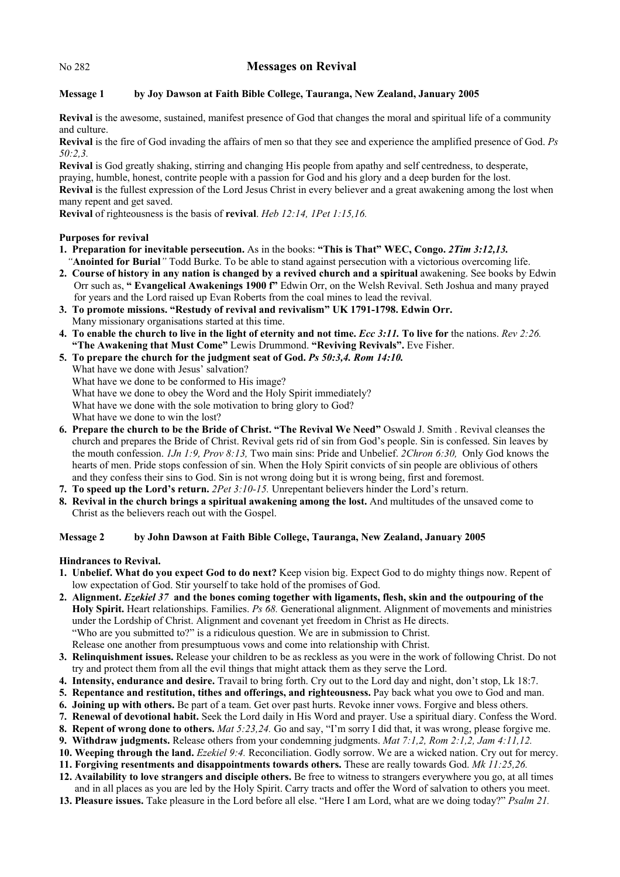No 282 **Messages on Revival**

**Message 1 by Joy Dawson at Faith Bible College, Tauranga, New Zealand, January 2005**

**Revival** is the awesome, sustained, manifest presence of God that changes the moral and spiritual life of a community and culture.

**Revival** is the fire of God invading the affairs of men so that they see and experience the amplified presence of God. *Ps 50:2,3.*

**Revival** is God greatly shaking, stirring and changing His people from apathy and self centredness, to desperate, praying, humble, honest, contrite people with a passion for God and his glory and a deep burden for the lost.

**Revival** is the fullest expression of the Lord Jesus Christ in every believer and a great awakening among the lost when many repent and get saved.

**Revival** of righteousness is the basis of **revival**. *Heb 12:14, 1Pet 1:15,16.*

**Purposes for revival**

1. **Preparation for inevitable persecution.** As in the books: **"This is That"** WEC, Congo. ***2Tim 3:12,13.*** *"***Anointed for Burial***"* Todd Burke. To be able to stand against persecution with a victorious overcoming life.
2. **Course of history in any nation is changed by a revived church and a spiritual** awakening. See books by Edwin Orr such as, **" Evangelical Awakenings 1900 f"** Edwin Orr, on the Welsh Revival. Seth Joshua and many prayed for years and the Lord raised up Evan Roberts from the coal mines to lead the revival.
3. **To promote missions. "Restudy of revival and revivalism" UK 1791-1798. Edwin Orr.** Many missionary organisations started at this time.
4. **To enable the church to live in the light of eternity and not time.** ***Ecc 3:11.*** **To live for** the nations. *Rev 2:26.* **"The Awakening that Must Come"** Lewis Drummond. **"Reviving Revivals".** Eve Fisher.
5. **To prepare the church for the judgment seat of God.** ***Ps 50:3,4. Rom 14:10.***
   What have we done with Jesus' salvation?
   What have we done to be conformed to His image?
   What have we done to obey the Word and the Holy Spirit immediately?
   What have we done with the sole motivation to bring glory to God?
   What have we done to win the lost?
6. **Prepare the church to be the Bride of Christ. "The Revival We Need"** Oswald J. Smith . Revival cleanses the church and prepares the Bride of Christ. Revival gets rid of sin from God's people. Sin is confessed. Sin leaves by the mouth confession. *1Jn 1:9, Prov 8:13,* Two main sins: Pride and Unbelief. *2Chron 6:30,* Only God knows the hearts of men. Pride stops confession of sin. When the Holy Spirit convicts of sin people are oblivious of others and they confess their sins to God. Sin is not wrong doing but it is wrong being, first and foremost.
7. **To speed up the Lord's return.** *2Pet 3:10-15.* Unrepentant believers hinder the Lord's return.
8. **Revival in the church brings a spiritual awakening among the lost.** And multitudes of the unsaved come to Christ as the believers reach out with the Gospel.

**Message 2 by John Dawson at Faith Bible College, Tauranga, New Zealand, January 2005**

**Hindrances to Revival.**

1. **Unbelief. What do you expect God to do next?** Keep vision big. Expect God to do mighty things now. Repent of low expectation of God. Stir yourself to take hold of the promises of God.
2. **Alignment.** ***Ezekiel 37*** **and the bones coming together with ligaments, flesh, skin and the outpouring of the Holy Spirit.** Heart relationships. Families. *Ps 68.* Generational alignment. Alignment of movements and ministries under the Lordship of Christ. Alignment and covenant yet freedom in Christ as He directs.
   "Who are you submitted to?" is a ridiculous question. We are in submission to Christ.
   Release one another from presumptuous vows and come into relationship with Christ.
3. **Relinquishment issues.** Release your children to be as reckless as you were in the work of following Christ. Do not try and protect them from all the evil things that might attack them as they serve the Lord.
4. **Intensity, endurance and desire.** Travail to bring forth. Cry out to the Lord day and night, don't stop, Lk 18:7.
5. **Repentance and restitution, tithes and offerings, and righteousness.** Pay back what you owe to God and man.
6. **Joining up with others.** Be part of a team. Get over past hurts. Revoke inner vows. Forgive and bless others.
7. **Renewal of devotional habit.** Seek the Lord daily in His Word and prayer. Use a spiritual diary. Confess the Word.
8. **Repent of wrong done to others.** *Mat 5:23,24.* Go and say, "I'm sorry I did that, it was wrong, please forgive me.
9. **Withdraw judgments.** Release others from your condemning judgments. *Mat 7:1,2, Rom 2:1,2, Jam 4:11,12.*
10. **Weeping through the land.** *Ezekiel 9:4.* Reconciliation. Godly sorrow. We are a wicked nation. Cry out for mercy.
11. **Forgiving resentments and disappointments towards others.** These are really towards God. *Mk 11:25,26.*
12. **Availability to love strangers and disciple others.** Be free to witness to strangers everywhere you go, at all times and in all places as you are led by the Holy Spirit. Carry tracts and offer the Word of salvation to others you meet.
13. **Pleasure issues.** Take pleasure in the Lord before all else. "Here I am Lord, what are we doing today?" *Psalm 21.*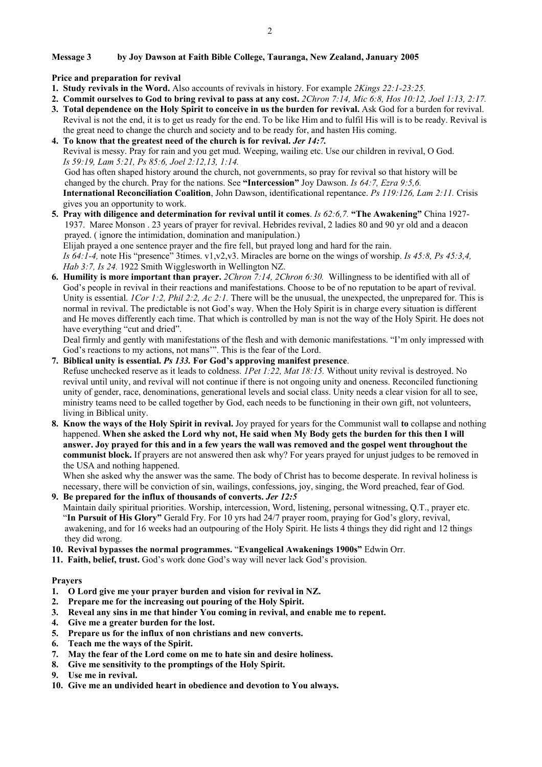**Message 3 by Joy Dawson at Faith Bible College, Tauranga, New Zealand, January 2005**

**Price and preparation for revival**

1. **Study revivals in the Word.** Also accounts of revivals in history. For example *2Kings 22:1-23:25.*
2. **Commit ourselves to God to bring revival to pass at any cost.** *2Chron 7:14, Mic 6:8, Hos 10:12, Joel 1:13, 2:17.*
3. **Total dependence on the Holy Spirit to conceive in us the burden for revival.** Ask God for a burden for revival. Revival is not the end, it is to get us ready for the end. To be like Him and to fulfil His will is to be ready. Revival is the great need to change the church and society and to be ready for, and hasten His coming.
4. **To know that the greatest need of the church is for revival.** ***Jer 14:7.***
   Revival is messy. Pray for rain and you get mud. Weeping, wailing etc. Use our children in revival, O God. *Is 59:19, Lam 5:21, Ps 85:6, Joel 2:12,13, 1:14.*
   God has often shaped history around the church, not governments, so pray for revival so that history will be changed by the church. Pray for the nations. See **"Intercession"** Joy Dawson. *Is 64:7, Ezra 9:5,6.*
   **International Reconciliation Coalition**, John Dawson, identificational repentance. *Ps 119:126, Lam 2:11.* Crisis gives you an opportunity to work.
5. **Pray with diligence and determination for revival until it comes**. *Is 62:6,7.* **"The Awakening"** China 1927-1937. Maree Monson . 23 years of prayer for revival. Hebrides revival, 2 ladies 80 and 90 yr old and a deacon prayed. ( ignore the intimidation, domination and manipulation.)
   Elijah prayed a one sentence prayer and the fire fell, but prayed long and hard for the rain.
   *Is 64:1-4,* note His "presence" 3times. v1,v2,v3. Miracles are borne on the wings of worship. *Is 45:8, Ps 45:3,4, Hab 3:7, Is 24.* 1922 Smith Wigglesworth in Wellington NZ.
6. **Humility is more important than prayer.** *2Chron 7:14, 2Chron 6:30.* Willingness to be identified with all of God's people in revival in their reactions and manifestations. Choose to be of no reputation to be apart of revival. Unity is essential. *1Cor 1:2, Phil 2:2, Ac 2:1.* There will be the unusual, the unexpected, the unprepared for. This is normal in revival. The predictable is not God's way. When the Holy Spirit is in charge every situation is different and He moves differently each time. That which is controlled by man is not the way of the Holy Spirit. He does not have everything "cut and dried".
   Deal firmly and gently with manifestations of the flesh and with demonic manifestations. "I'm only impressed with God's reactions to my actions, not mans'". This is the fear of the Lord.
7. **Biblical unity is essential.** ***Ps 133.*** **For God's approving manifest presence**.
   Refuse unchecked reserve as it leads to coldness. *1Pet 1:22, Mat 18:15.* Without unity revival is destroyed. No revival until unity, and revival will not continue if there is not ongoing unity and oneness. Reconciled functioning unity of gender, race, denominations, generational levels and social class. Unity needs a clear vision for all to see, ministry teams need to be called together by God, each needs to be functioning in their own gift, not volunteers, living in Biblical unity.
8. **Know the ways of the Holy Spirit in revival.** Joy prayed for years for the Communist wall **to** collapse and nothing happened. **When she asked the Lord why not, He said when My Body gets the burden for this then I will answer. Joy prayed for this and in a few years the wall was removed and the gospel went throughout the communist block.** If prayers are not answered then ask why? For years prayed for unjust judges to be removed in the USA and nothing happened.
   When she asked why the answer was the same. The body of Christ has to become desperate. In revival holiness is necessary, there will be conviction of sin, wailings, confessions, joy, singing, the Word preached, fear of God.
9. **Be prepared for the influx of thousands of converts.** ***Jer 12:5***
   Maintain daily spiritual priorities. Worship, intercession, Word, listening, personal witnessing, Q.T., prayer etc. "**In Pursuit of His Glory"** Gerald Fry. For 10 yrs had 24/7 prayer room, praying for God's glory, revival, awakening, and for 16 weeks had an outpouring of the Holy Spirit. He lists 4 things they did right and 12 things they did wrong.
10. **Revival bypasses the normal programmes.** "**Evangelical Awakenings 1900s"** Edwin Orr.
11. **Faith, belief, trust.** God's work done God's way will never lack God's provision.

**Prayers**

1. **O Lord give me your prayer burden and vision for revival in NZ.**
2. **Prepare me for the increasing out pouring of the Holy Spirit.**
3. **Reveal any sins in me that hinder You coming in revival, and enable me to repent.**
4. **Give me a greater burden for the lost.**
5. **Prepare us for the influx of non christians and new converts.**
6. **Teach me the ways of the Spirit.**
7. **May the fear of the Lord come on me to hate sin and desire holiness.**
8. **Give me sensitivity to the promptings of the Holy Spirit.**
9. **Use me in revival.**
10. **Give me an undivided heart in obedience and devotion to You always.**